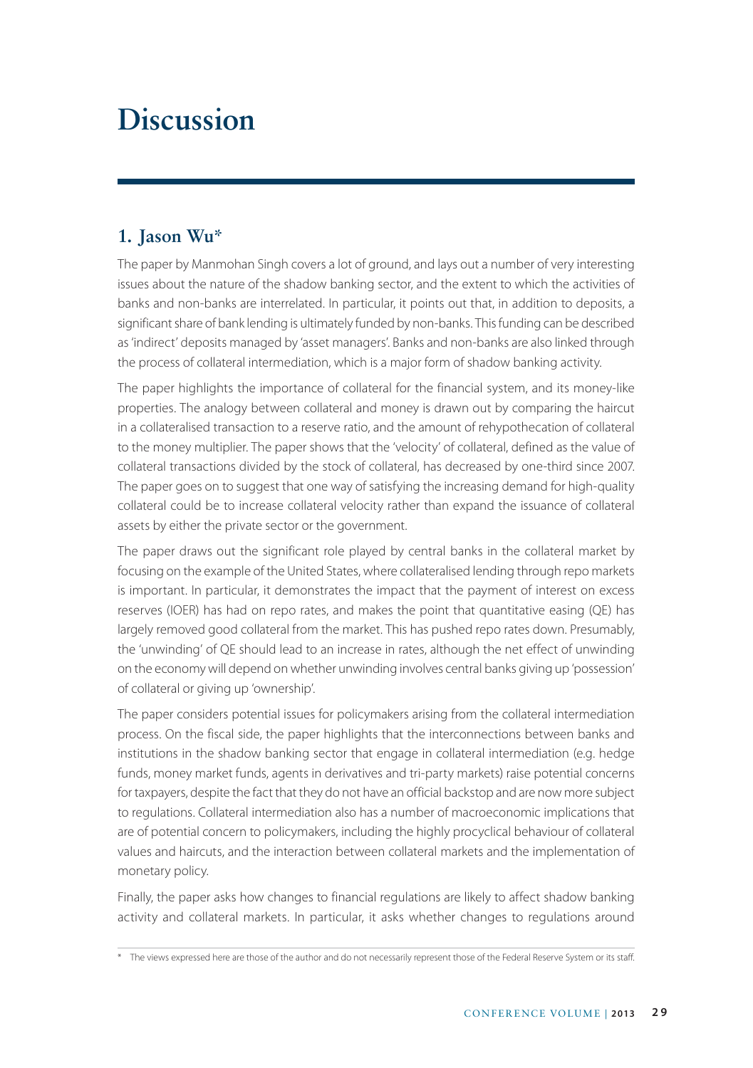# Discussion

## 1. Jason Wu*

The paper by Manmohan Singh covers a lot of ground, and lays out a number of very interesting issues about the nature of the shadow banking sector, and the extent to which the activities of banks and non-banks are interrelated. In particular, it points out that, in addition to deposits, a significant share of bank lending is ultimately funded by non-banks. This funding can be described as 'indirect' deposits managed by 'asset managers'. Banks and non-banks are also linked through the process of collateral intermediation, which is a major form of shadow banking activity.

The paper highlights the importance of collateral for the financial system, and its money-like properties. The analogy between collateral and money is drawn out by comparing the haircut in a collateralised transaction to a reserve ratio, and the amount of rehypothecation of collateral to the money multiplier. The paper shows that the 'velocity' of collateral, defined as the value of collateral transactions divided by the stock of collateral, has decreased by one-third since 2007. The paper goes on to suggest that one way of satisfying the increasing demand for high-quality collateral could be to increase collateral velocity rather than expand the issuance of collateral assets by either the private sector or the government.

The paper draws out the significant role played by central banks in the collateral market by focusing on the example of the United States, where collateralised lending through repo markets is important. In particular, it demonstrates the impact that the payment of interest on excess reserves (IOER) has had on repo rates, and makes the point that quantitative easing (QE) has largely removed good collateral from the market. This has pushed repo rates down. Presumably, the 'unwinding' of QE should lead to an increase in rates, although the net effect of unwinding on the economy will depend on whether unwinding involves central banks giving up 'possession' of collateral or giving up 'ownership'.

The paper considers potential issues for policymakers arising from the collateral intermediation process. On the fiscal side, the paper highlights that the interconnections between banks and institutions in the shadow banking sector that engage in collateral intermediation (e.g. hedge funds, money market funds, agents in derivatives and tri-party markets) raise potential concerns for taxpayers, despite the fact that they do not have an official backstop and are now more subject to regulations. Collateral intermediation also has a number of macroeconomic implications that are of potential concern to policymakers, including the highly procyclical behaviour of collateral values and haircuts, and the interaction between collateral markets and the implementation of monetary policy.

Finally, the paper asks how changes to financial regulations are likely to affect shadow banking activity and collateral markets. In particular, it asks whether changes to regulations around

\* The views expressed here are those of the author and do not necessarily represent those of the Federal Reserve System or its staff.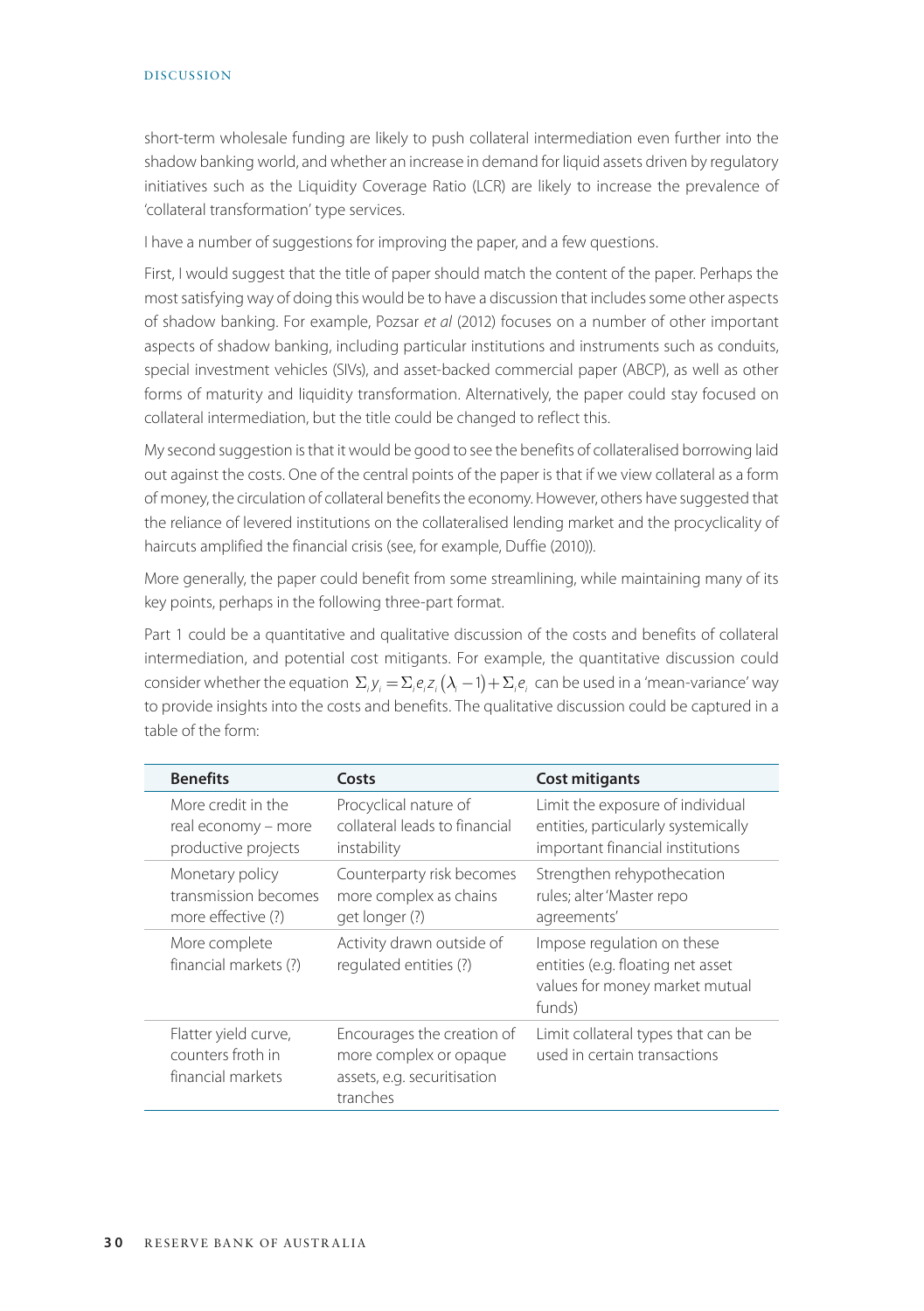short-term wholesale funding are likely to push collateral intermediation even further into the shadow banking world, and whether an increase in demand for liquid assets driven by regulatory initiatives such as the Liquidity Coverage Ratio (LCR) are likely to increase the prevalence of 'collateral transformation' type services.

I have a number of suggestions for improving the paper, and a few questions.

First, I would suggest that the title of paper should match the content of the paper. Perhaps the most satisfying way of doing this would be to have a discussion that includes some other aspects of shadow banking. For example, Pozsar *et al* (2012) focuses on a number of other important aspects of shadow banking, including particular institutions and instruments such as conduits, special investment vehicles (SIVs), and asset-backed commercial paper (ABCP), as well as other forms of maturity and liquidity transformation. Alternatively, the paper could stay focused on collateral intermediation, but the title could be changed to reflect this.

My second suggestion is that it would be good to see the benefits of collateralised borrowing laid out against the costs. One of the central points of the paper is that if we view collateral as a form of money, the circulation of collateral benefits the economy. However, others have suggested that the reliance of levered institutions on the collateralised lending market and the procyclicality of haircuts amplified the financial crisis (see, for example, Duffie (2010)).

More generally, the paper could benefit from some streamlining, while maintaining many of its key points, perhaps in the following three-part format.

Part 1 could be a quantitative and qualitative discussion of the costs and benefits of collateral intermediation, and potential cost mitigants. For example, the quantitative discussion could consider whether the equation $\Sigma_i y_i = \Sigma_i e_i z_i (\lambda_i - 1) + \Sigma_i e_i$ can be used in a 'mean-variance' way to provide insights into the costs and benefits. The qualitative discussion could be captured in a table of the form:

| Benefits | Costs | Cost mitigants |
|---|---|---|
| More credit in the real economy – more productive projects | Procyclical nature of collateral leads to financial instability | Limit the exposure of individual entities, particularly systemically important financial institutions |
| Monetary policy transmission becomes more effective (?) | Counterparty risk becomes more complex as chains get longer (?) | Strengthen rehypothecation rules; alter 'Master repo agreements' |
| More complete financial markets (?) | Activity drawn outside of regulated entities (?) | Impose regulation on these entities (e.g. floating net asset values for money market mutual funds) |
| Flatter yield curve, counters froth in financial markets | Encourages the creation of more complex or opaque assets, e.g. securitisation tranches | Limit collateral types that can be used in certain transactions |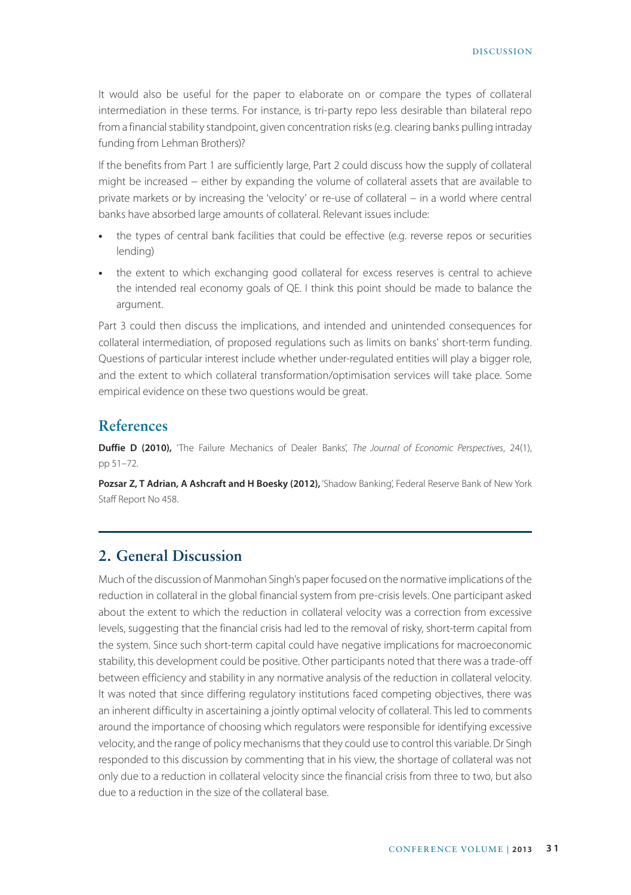It would also be useful for the paper to elaborate on or compare the types of collateral intermediation in these terms. For instance, is tri-party repo less desirable than bilateral repo from a financial stability standpoint, given concentration risks (e.g. clearing banks pulling intraday funding from Lehman Brothers)?

If the benefits from Part 1 are sufficiently large, Part 2 could discuss how the supply of collateral might be increased – either by expanding the volume of collateral assets that are available to private markets or by increasing the 'velocity' or re-use of collateral – in a world where central banks have absorbed large amounts of collateral. Relevant issues include:

- the types of central bank facilities that could be effective (e.g. reverse repos or securities lending)
- the extent to which exchanging good collateral for excess reserves is central to achieve the intended real economy goals of QE. I think this point should be made to balance the argument.

Part 3 could then discuss the implications, and intended and unintended consequences for collateral intermediation, of proposed regulations such as limits on banks' short-term funding. Questions of particular interest include whether under-regulated entities will play a bigger role, and the extent to which collateral transformation/optimisation services will take place. Some empirical evidence on these two questions would be great.

## References

**Duffie D (2010),** 'The Failure Mechanics of Dealer Banks', *The Journal of Economic Perspectives*, 24(1), pp 51–72.

**Pozsar Z, T Adrian, A Ashcraft and H Boesky (2012),** 'Shadow Banking', Federal Reserve Bank of New York Staff Report No 458.

## 2. General Discussion

Much of the discussion of Manmohan Singh's paper focused on the normative implications of the reduction in collateral in the global financial system from pre-crisis levels. One participant asked about the extent to which the reduction in collateral velocity was a correction from excessive levels, suggesting that the financial crisis had led to the removal of risky, short-term capital from the system. Since such short-term capital could have negative implications for macroeconomic stability, this development could be positive. Other participants noted that there was a trade-off between efficiency and stability in any normative analysis of the reduction in collateral velocity. It was noted that since differing regulatory institutions faced competing objectives, there was an inherent difficulty in ascertaining a jointly optimal velocity of collateral. This led to comments around the importance of choosing which regulators were responsible for identifying excessive velocity, and the range of policy mechanisms that they could use to control this variable. Dr Singh responded to this discussion by commenting that in his view, the shortage of collateral was not only due to a reduction in collateral velocity since the financial crisis from three to two, but also due to a reduction in the size of the collateral base.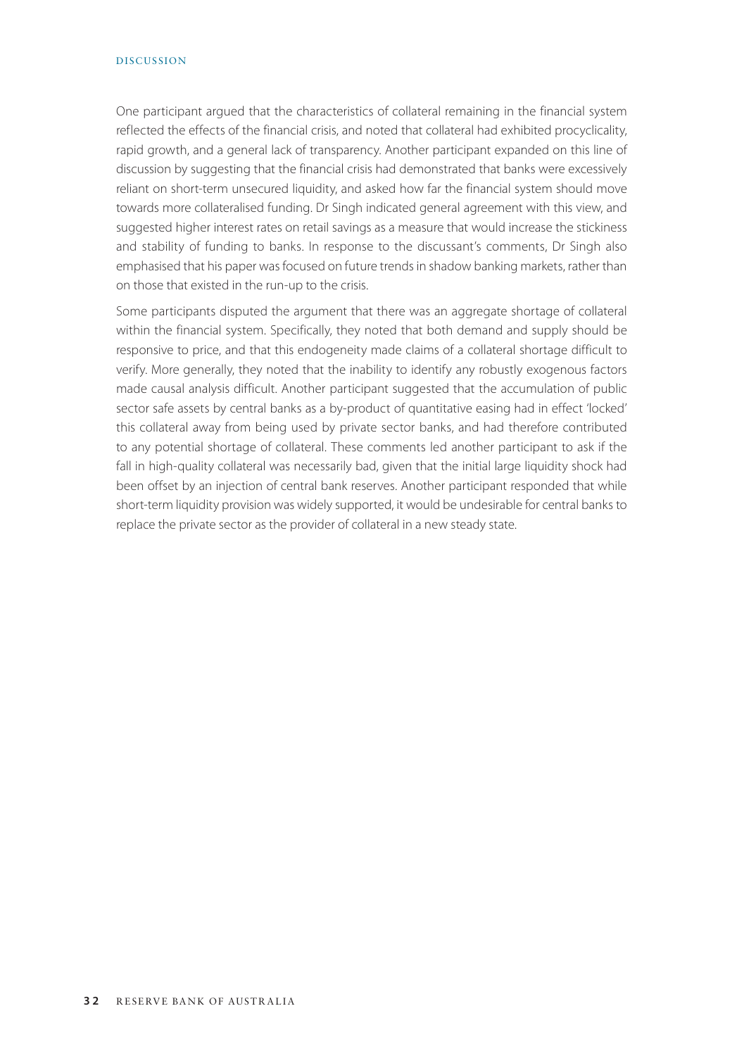One participant argued that the characteristics of collateral remaining in the financial system reflected the effects of the financial crisis, and noted that collateral had exhibited procyclicality, rapid growth, and a general lack of transparency. Another participant expanded on this line of discussion by suggesting that the financial crisis had demonstrated that banks were excessively reliant on short-term unsecured liquidity, and asked how far the financial system should move towards more collateralised funding. Dr Singh indicated general agreement with this view, and suggested higher interest rates on retail savings as a measure that would increase the stickiness and stability of funding to banks. In response to the discussant's comments, Dr Singh also emphasised that his paper was focused on future trends in shadow banking markets, rather than on those that existed in the run-up to the crisis.

Some participants disputed the argument that there was an aggregate shortage of collateral within the financial system. Specifically, they noted that both demand and supply should be responsive to price, and that this endogeneity made claims of a collateral shortage difficult to verify. More generally, they noted that the inability to identify any robustly exogenous factors made causal analysis difficult. Another participant suggested that the accumulation of public sector safe assets by central banks as a by-product of quantitative easing had in effect 'locked' this collateral away from being used by private sector banks, and had therefore contributed to any potential shortage of collateral. These comments led another participant to ask if the fall in high-quality collateral was necessarily bad, given that the initial large liquidity shock had been offset by an injection of central bank reserves. Another participant responded that while short-term liquidity provision was widely supported, it would be undesirable for central banks to replace the private sector as the provider of collateral in a new steady state.